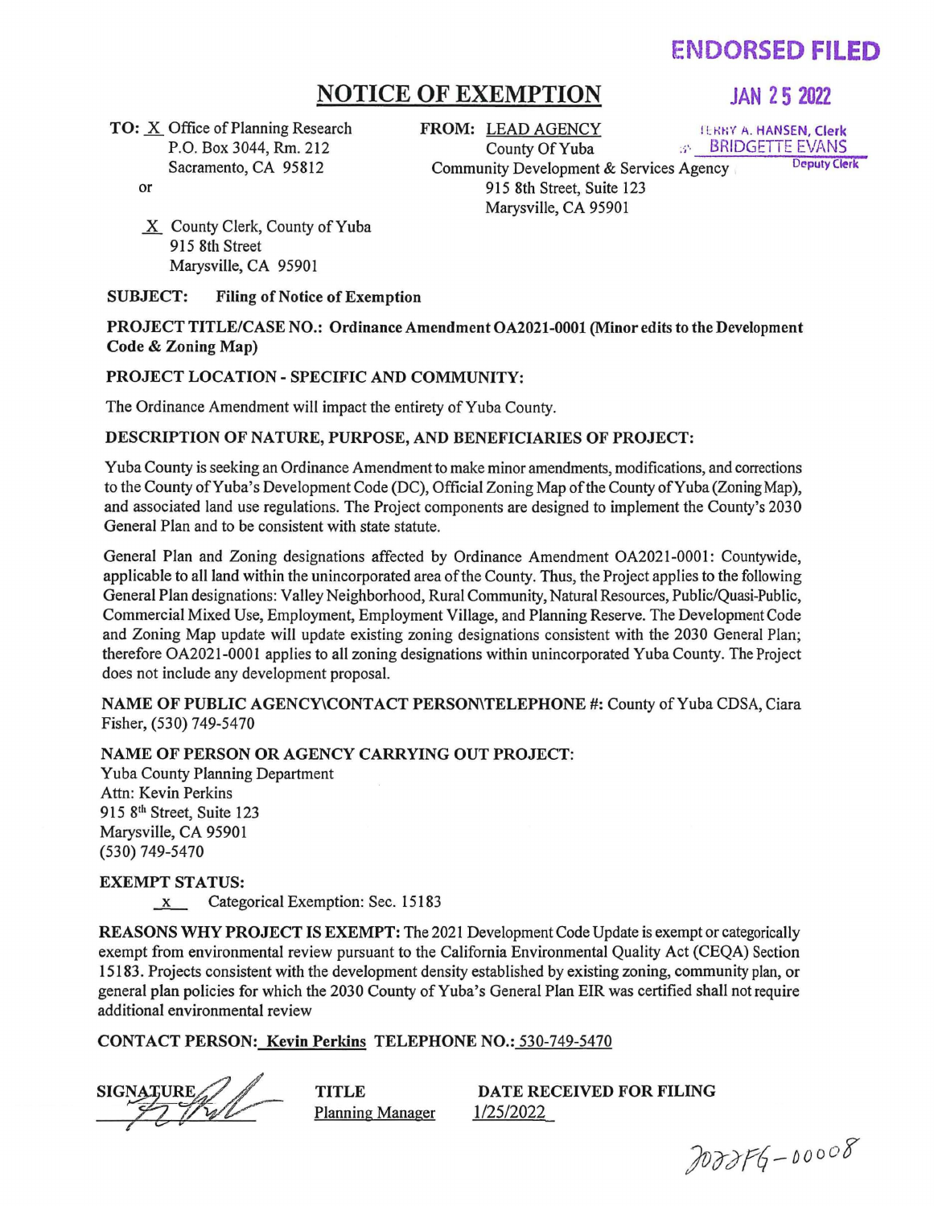**ENDORSED FILED**

**JAN 25 2022**

TERRY A. HANSEN, Clerk
BRIDGETTE EVANS
Deputy Clerk

# NOTICE OF EXEMPTION

**TO:** X Office of Planning Research
P.O. Box 3044, Rm. 212
Sacramento, CA 95812

or

X County Clerk, County of Yuba
915 8th Street
Marysville, CA 95901

**FROM:** LEAD AGENCY
County Of Yuba
Community Development & Services Agency
915 8th Street, Suite 123
Marysville, CA 95901

**SUBJECT: Filing of Notice of Exemption**

**PROJECT TITLE/CASE NO.: Ordinance Amendment OA2021-0001 (Minor edits to the Development Code & Zoning Map)**

**PROJECT LOCATION - SPECIFIC AND COMMUNITY:**

The Ordinance Amendment will impact the entirety of Yuba County.

**DESCRIPTION OF NATURE, PURPOSE, AND BENEFICIARIES OF PROJECT:**

Yuba County is seeking an Ordinance Amendment to make minor amendments, modifications, and corrections to the County of Yuba's Development Code (DC), Official Zoning Map of the County of Yuba (Zoning Map), and associated land use regulations. The Project components are designed to implement the County's 2030 General Plan and to be consistent with state statute.

General Plan and Zoning designations affected by Ordinance Amendment OA2021-0001: Countywide, applicable to all land within the unincorporated area of the County. Thus, the Project applies to the following General Plan designations: Valley Neighborhood, Rural Community, Natural Resources, Public/Quasi-Public, Commercial Mixed Use, Employment, Employment Village, and Planning Reserve. The Development Code and Zoning Map update will update existing zoning designations consistent with the 2030 General Plan; therefore OA2021-0001 applies to all zoning designations within unincorporated Yuba County. The Project does not include any development proposal.

**NAME OF PUBLIC AGENCY\CONTACT PERSON\TELEPHONE #:** County of Yuba CDSA, Ciara Fisher, (530) 749-5470

**NAME OF PERSON OR AGENCY CARRYING OUT PROJECT:**
Yuba County Planning Department
Attn: Kevin Perkins
915 8th Street, Suite 123
Marysville, CA 95901
(530) 749-5470

**EXEMPT STATUS:**
x Categorical Exemption: Sec. 15183

**REASONS WHY PROJECT IS EXEMPT:** The 2021 Development Code Update is exempt or categorically exempt from environmental review pursuant to the California Environmental Quality Act (CEQA) Section 15183. Projects consistent with the development density established by existing zoning, community plan, or general plan policies for which the 2030 County of Yuba's General Plan EIR was certified shall not require additional environmental review

**CONTACT PERSON:** Kevin Perkins **TELEPHONE NO.:** 530-749-5470

**SIGNATURE** [signature]

**TITLE** Planning Manager

**DATE RECEIVED FOR FILING** 1/25/2022

2022FG-00008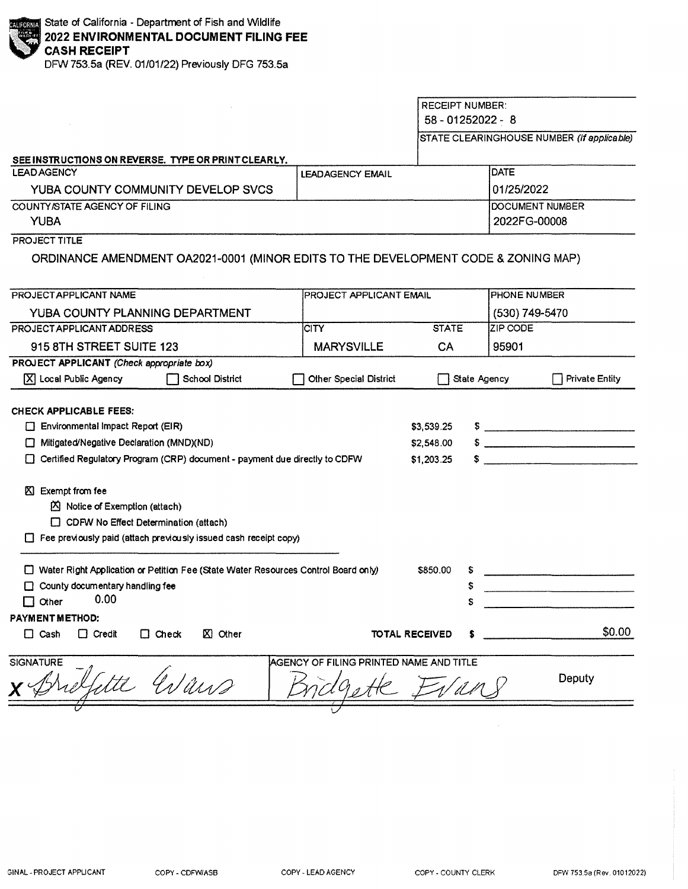State of California - Department of Fish and Wildlife
**2022 ENVIRONMENTAL DOCUMENT FILING FEE**
**CASH RECEIPT**
DFW 753.5a (REV. 01/01/22) Previously DFG 753.5a

| | |
|---|---|
| RECEIPT NUMBER: | 58 - 01252022 - 8 |
| STATE CLEARINGHOUSE NUMBER *(if applicable)* | |

**SEE INSTRUCTIONS ON REVERSE. TYPE OR PRINT CLEARLY.**

| LEAD AGENCY | LEAD AGENCY EMAIL | DATE |
|---|---|---|
| YUBA COUNTY COMMUNITY DEVELOP SVCS | | 01/25/2022 |
| **COUNTY/STATE AGENCY OF FILING** | | **DOCUMENT NUMBER** |
| YUBA | | 2022FG-00008 |

PROJECT TITLE

ORDINANCE AMENDMENT OA2021-0001 (MINOR EDITS TO THE DEVELOPMENT CODE & ZONING MAP)

| PROJECT APPLICANT NAME | PROJECT APPLICANT EMAIL | | PHONE NUMBER |
|---|---|---|---|
| YUBA COUNTY PLANNING DEPARTMENT | | | (530) 749-5470 |
| **PROJECT APPLICANT ADDRESS** | **CITY** | **STATE** | **ZIP CODE** |
| 915 8TH STREET SUITE 123 | MARYSVILLE | CA | 95901 |

**PROJECT APPLICANT** *(Check appropriate box)*

[X] Local Public Agency [ ] School District [ ] Other Special District [ ] State Agency [ ] Private Entity

**CHECK APPLICABLE FEES:**

| | | |
|---|---|---|
| [ ] Environmental Impact Report (EIR) | $3,539.25 | $ |
| [ ] Mitigated/Negative Declaration (MND)(ND) | $2,548.00 | $ |
| [ ] Certified Regulatory Program (CRP) document - payment due directly to CDFW | $1,203.25 | $ |

[X] Exempt from fee
- [X] Notice of Exemption (attach)
- [ ] CDFW No Effect Determination (attach)

[ ] Fee previously paid (attach previously issued cash receipt copy)

| | | |
|---|---|---|
| [ ] Water Right Application or Petition Fee (State Water Resources Control Board only) | $850.00 | $ |
| [ ] County documentary handling fee | | $ |
| [ ] Other 0.00 | | $ |

**PAYMENT METHOD:**

[ ] Cash [ ] Credit [ ] Check [X] Other **TOTAL RECEIVED** $ $0.00

| SIGNATURE | AGENCY OF FILING PRINTED NAME AND TITLE | |
|---|---|---|
| x Bridgette Evans | Bridgette Evans | Deputy |

ORIGINAL - PROJECT APPLICANT COPY - CDFW/ASB COPY - LEAD AGENCY COPY - COUNTY CLERK DFW 753.5a (Rev. 01012022)